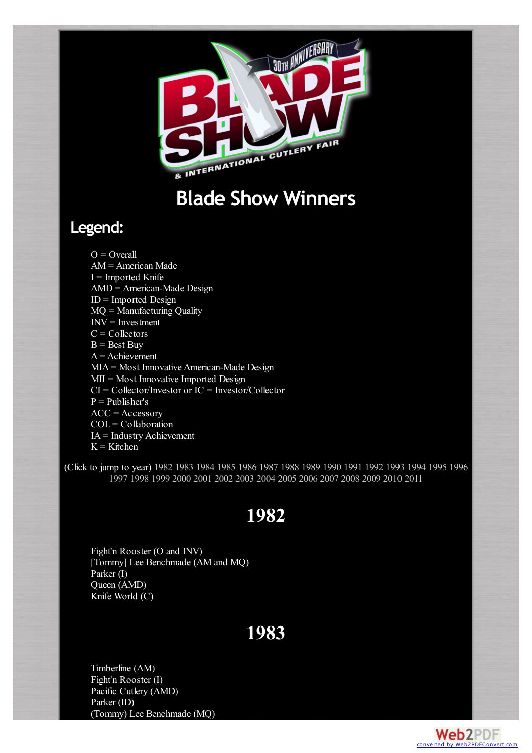# Blade Show Winners

## Legend:

O = Overall
AM = American Made
I = Imported Knife
AMD = American-Made Design
ID = Imported Design
MQ = Manufacturing Quality
INV = Investment
C = Collectors
B = Best Buy
A = Achievement
MIA = Most Innovative American-Made Design
MII = Most Innovative Imported Design
CI = Collector/Investor or IC = Investor/Collector
P = Publisher's
ACC = Accessory
COL = Collaboration
IA = Industry Achievement
K = Kitchen

(Click to jump to year) 1982 1983 1984 1985 1986 1987 1988 1989 1990 1991 1992 1993 1994 1995 1996 1997 1998 1999 2000 2001 2002 2003 2004 2005 2006 2007 2008 2009 2010 2011

# 1982

Fight'n Rooster (O and INV)
[Tommy] Lee Benchmade (AM and MQ)
Parker (I)
Queen (AMD)
Knife World (C)

# 1983

Timberline (AM)
Fight'n Rooster (I)
Pacific Cutlery (AMD)
Parker (ID)
(Tommy) Lee Benchmade (MQ)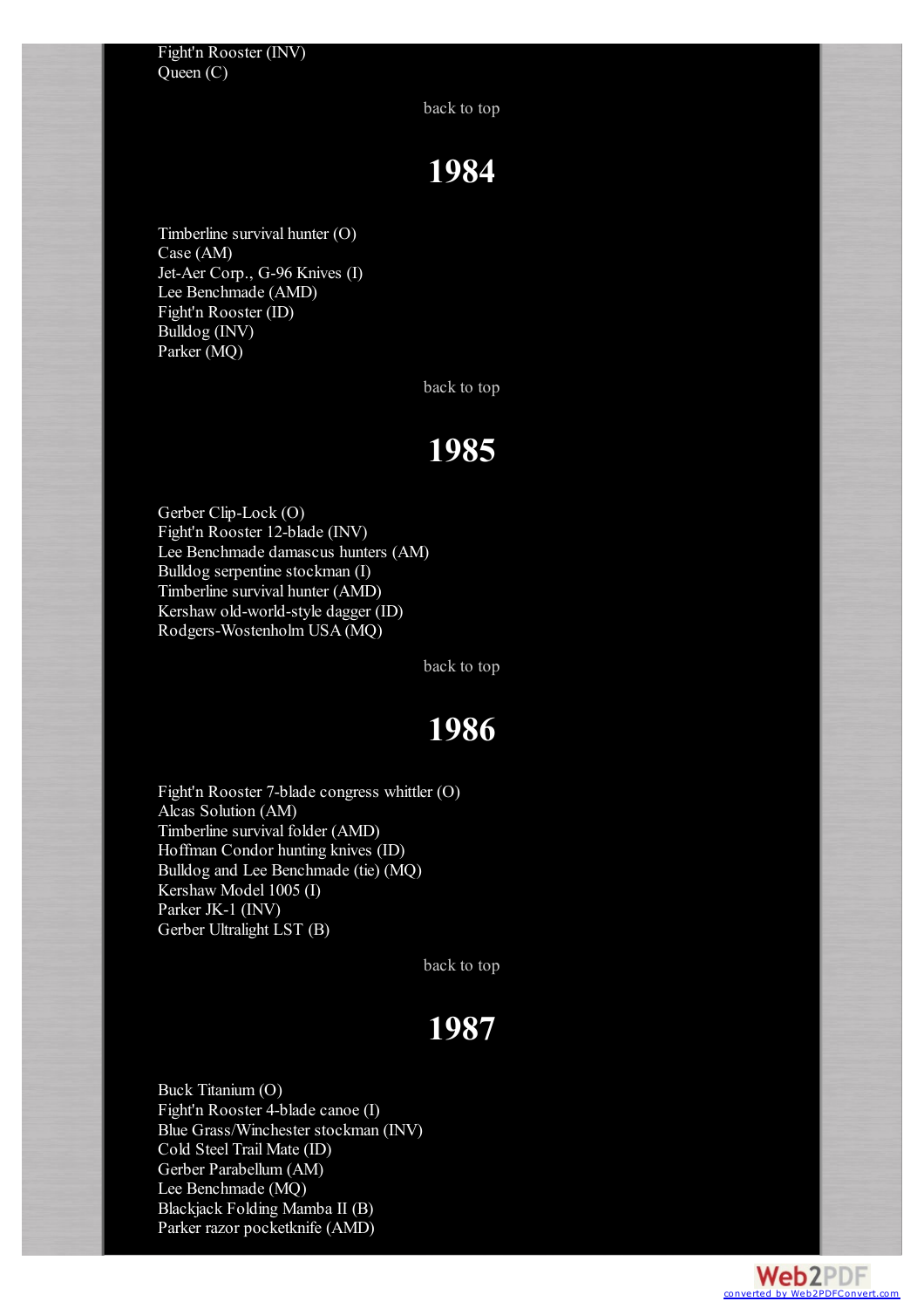Fight'n Rooster (INV)
Queen (C)

back to top

# 1984

Timberline survival hunter (O)
Case (AM)
Jet-Aer Corp., G-96 Knives (I)
Lee Benchmade (AMD)
Fight'n Rooster (ID)
Bulldog (INV)
Parker (MQ)

back to top

# 1985

Gerber Clip-Lock (O)
Fight'n Rooster 12-blade (INV)
Lee Benchmade damascus hunters (AM)
Bulldog serpentine stockman (I)
Timberline survival hunter (AMD)
Kershaw old-world-style dagger (ID)
Rodgers-Wostenholm USA (MQ)

back to top

# 1986

Fight'n Rooster 7-blade congress whittler (O)
Alcas Solution (AM)
Timberline survival folder (AMD)
Hoffman Condor hunting knives (ID)
Bulldog and Lee Benchmade (tie) (MQ)
Kershaw Model 1005 (I)
Parker JK-1 (INV)
Gerber Ultralight LST (B)

back to top

# 1987

Buck Titanium (O)
Fight'n Rooster 4-blade canoe (I)
Blue Grass/Winchester stockman (INV)
Cold Steel Trail Mate (ID)
Gerber Parabellum (AM)
Lee Benchmade (MQ)
Blackjack Folding Mamba II (B)
Parker razor pocketknife (AMD)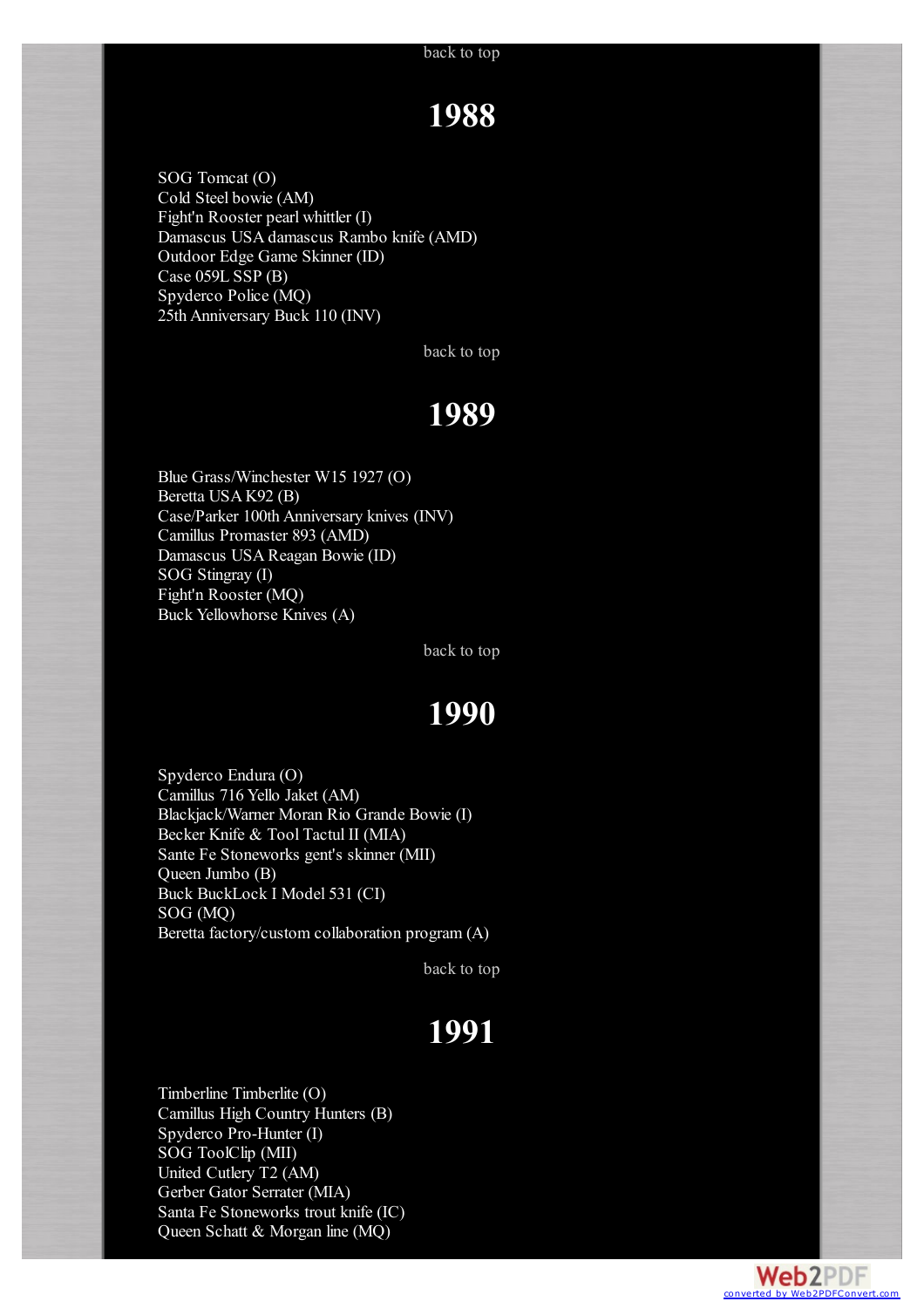back to top

# 1988

SOG Tomcat (O)
Cold Steel bowie (AM)
Fight'n Rooster pearl whittler (I)
Damascus USA damascus Rambo knife (AMD)
Outdoor Edge Game Skinner (ID)
Case 059L SSP (B)
Spyderco Police (MQ)
25th Anniversary Buck 110 (INV)

back to top

# 1989

Blue Grass/Winchester W15 1927 (O)
Beretta USA K92 (B)
Case/Parker 100th Anniversary knives (INV)
Camillus Promaster 893 (AMD)
Damascus USA Reagan Bowie (ID)
SOG Stingray (I)
Fight'n Rooster (MQ)
Buck Yellowhorse Knives (A)

back to top

# 1990

Spyderco Endura (O)
Camillus 716 Yello Jaket (AM)
Blackjack/Warner Moran Rio Grande Bowie (I)
Becker Knife & Tool Tactul II (MIA)
Sante Fe Stoneworks gent's skinner (MII)
Queen Jumbo (B)
Buck BuckLock I Model 531 (CI)
SOG (MQ)
Beretta factory/custom collaboration program (A)

back to top

# 1991

Timberline Timberlite (O)
Camillus High Country Hunters (B)
Spyderco Pro-Hunter (I)
SOG ToolClip (MII)
United Cutlery T2 (AM)
Gerber Gator Serrater (MIA)
Santa Fe Stoneworks trout knife (IC)
Queen Schatt & Morgan line (MQ)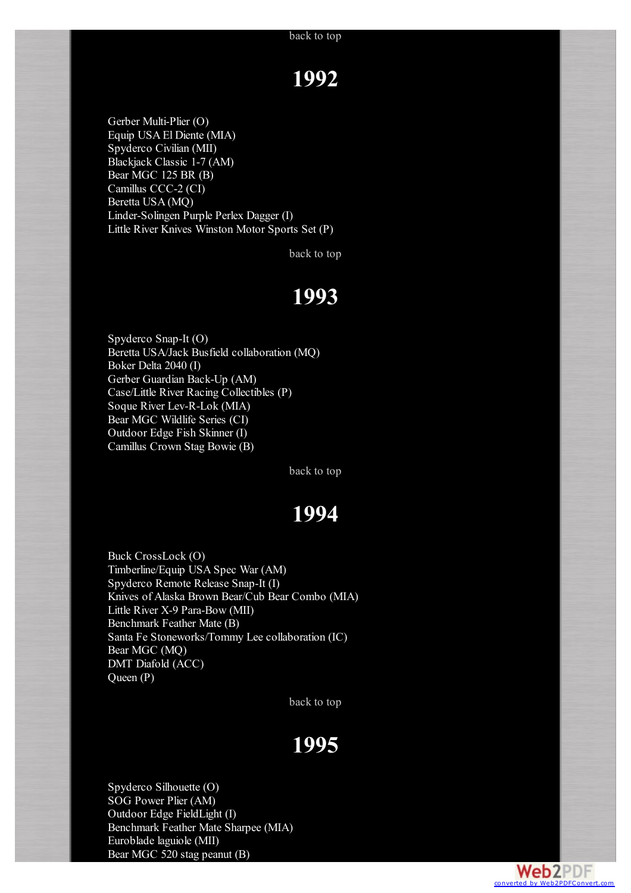back to top

# 1992

Gerber Multi-Plier (O)
Equip USA El Diente (MIA)
Spyderco Civilian (MII)
Blackjack Classic 1-7 (AM)
Bear MGC 125 BR (B)
Camillus CCC-2 (CI)
Beretta USA (MQ)
Linder-Solingen Purple Perlex Dagger (I)
Little River Knives Winston Motor Sports Set (P)

back to top

# 1993

Spyderco Snap-It (O)
Beretta USA/Jack Busfield collaboration (MQ)
Boker Delta 2040 (I)
Gerber Guardian Back-Up (AM)
Case/Little River Racing Collectibles (P)
Soque River Lev-R-Lok (MIA)
Bear MGC Wildlife Series (CI)
Outdoor Edge Fish Skinner (I)
Camillus Crown Stag Bowie (B)

back to top

# 1994

Buck CrossLock (O)
Timberline/Equip USA Spec War (AM)
Spyderco Remote Release Snap-It (I)
Knives of Alaska Brown Bear/Cub Bear Combo (MIA)
Little River X-9 Para-Bow (MII)
Benchmark Feather Mate (B)
Santa Fe Stoneworks/Tommy Lee collaboration (IC)
Bear MGC (MQ)
DMT Diafold (ACC)
Queen (P)

back to top

# 1995

Spyderco Silhouette (O)
SOG Power Plier (AM)
Outdoor Edge FieldLight (I)
Benchmark Feather Mate Sharpee (MIA)
Euroblade laguiole (MII)
Bear MGC 520 stag peanut (B)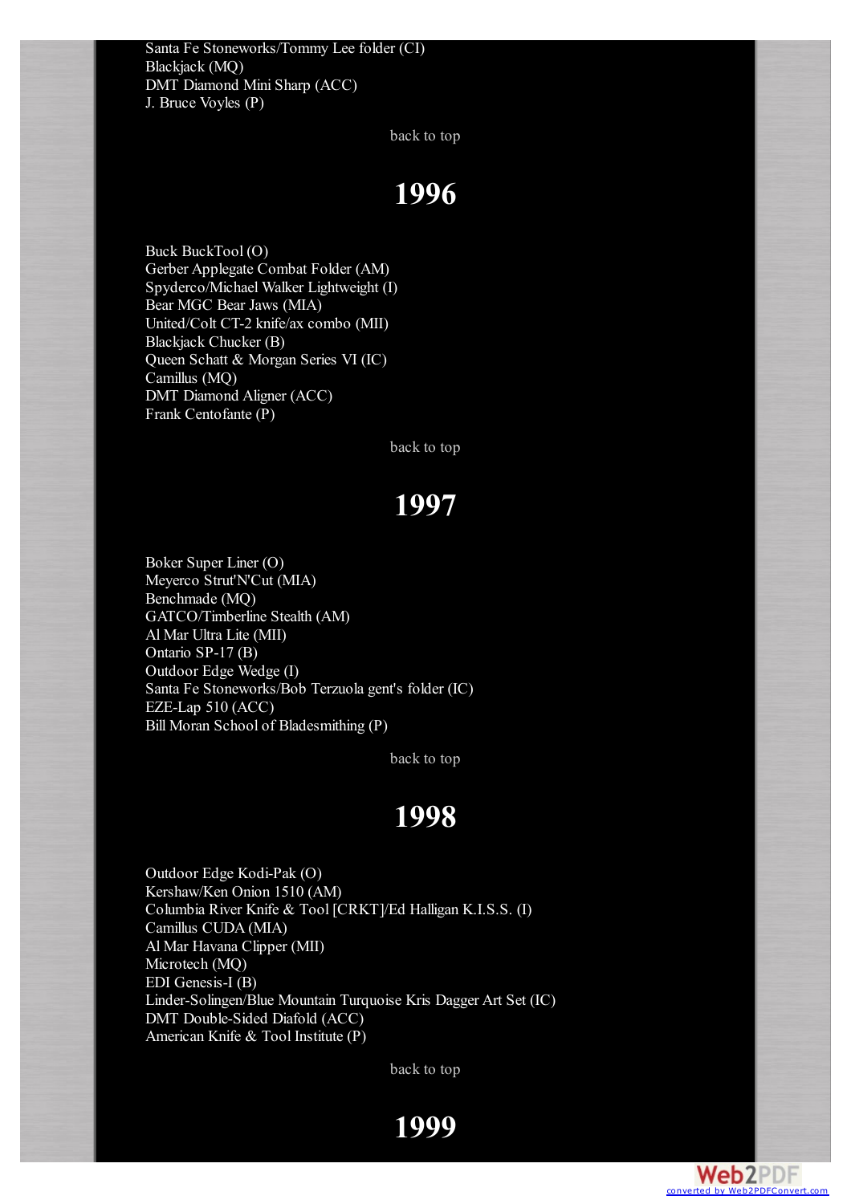Santa Fe Stoneworks/Tommy Lee folder (CI)
Blackjack (MQ)
DMT Diamond Mini Sharp (ACC)
J. Bruce Voyles (P)

back to top

# 1996

Buck BuckTool (O)
Gerber Applegate Combat Folder (AM)
Spyderco/Michael Walker Lightweight (I)
Bear MGC Bear Jaws (MIA)
United/Colt CT-2 knife/ax combo (MII)
Blackjack Chucker (B)
Queen Schatt & Morgan Series VI (IC)
Camillus (MQ)
DMT Diamond Aligner (ACC)
Frank Centofante (P)

back to top

# 1997

Boker Super Liner (O)
Meyerco Strut'N'Cut (MIA)
Benchmade (MQ)
GATCO/Timberline Stealth (AM)
Al Mar Ultra Lite (MII)
Ontario SP-17 (B)
Outdoor Edge Wedge (I)
Santa Fe Stoneworks/Bob Terzuola gent's folder (IC)
EZE-Lap 510 (ACC)
Bill Moran School of Bladesmithing (P)

back to top

# 1998

Outdoor Edge Kodi-Pak (O)
Kershaw/Ken Onion 1510 (AM)
Columbia River Knife & Tool [CRKT]/Ed Halligan K.I.S.S. (I)
Camillus CUDA (MIA)
Al Mar Havana Clipper (MII)
Microtech (MQ)
EDI Genesis-I (B)
Linder-Solingen/Blue Mountain Turquoise Kris Dagger Art Set (IC)
DMT Double-Sided Diafold (ACC)
American Knife & Tool Institute (P)

back to top

# 1999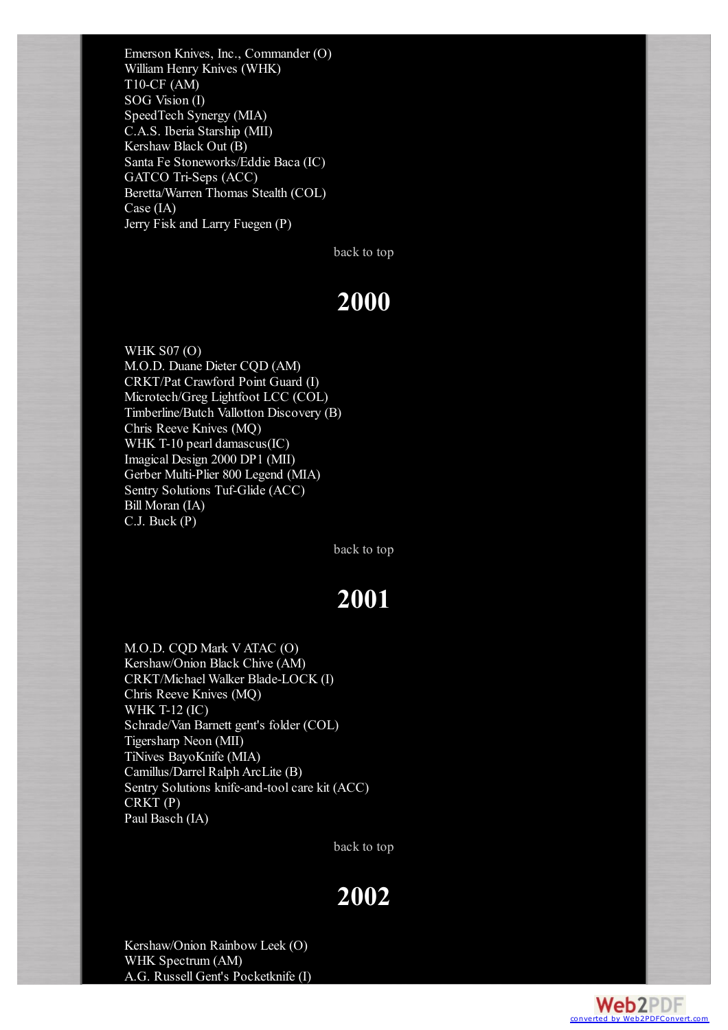Emerson Knives, Inc., Commander (O)
William Henry Knives (WHK)
T10-CF (AM)
SOG Vision (I)
SpeedTech Synergy (MIA)
C.A.S. Iberia Starship (MII)
Kershaw Black Out (B)
Santa Fe Stoneworks/Eddie Baca (IC)
GATCO Tri-Seps (ACC)
Beretta/Warren Thomas Stealth (COL)
Case (IA)
Jerry Fisk and Larry Fuegen (P)

back to top

# 2000

WHK S07 (O)
M.O.D. Duane Dieter CQD (AM)
CRKT/Pat Crawford Point Guard (I)
Microtech/Greg Lightfoot LCC (COL)
Timberline/Butch Vallotton Discovery (B)
Chris Reeve Knives (MQ)
WHK T-10 pearl damascus(IC)
Imagical Design 2000 DP1 (MII)
Gerber Multi-Plier 800 Legend (MIA)
Sentry Solutions Tuf-Glide (ACC)
Bill Moran (IA)
C.J. Buck (P)

back to top

# 2001

M.O.D. CQD Mark V ATAC (O)
Kershaw/Onion Black Chive (AM)
CRKT/Michael Walker Blade-LOCK (I)
Chris Reeve Knives (MQ)
WHK T-12 (IC)
Schrade/Van Barnett gent's folder (COL)
Tigersharp Neon (MII)
TiNives BayoKnife (MIA)
Camillus/Darrel Ralph ArcLite (B)
Sentry Solutions knife-and-tool care kit (ACC)
CRKT (P)
Paul Basch (IA)

back to top

# 2002

Kershaw/Onion Rainbow Leek (O)
WHK Spectrum (AM)
A.G. Russell Gent's Pocketknife (I)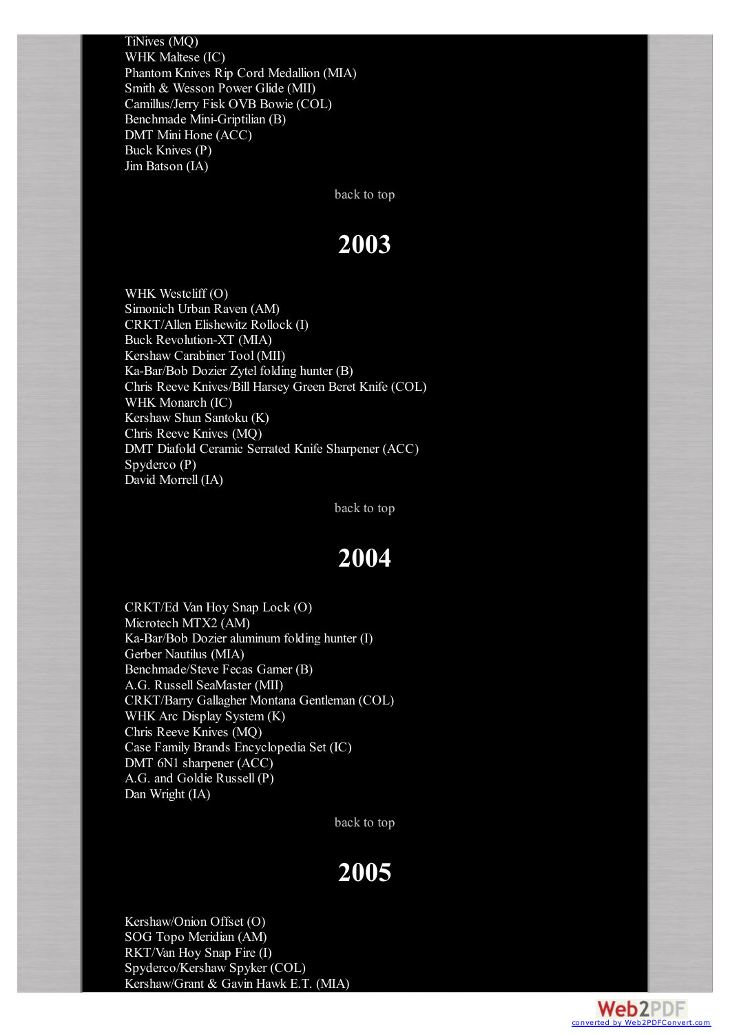TiNives (MQ)
WHK Maltese (IC)
Phantom Knives Rip Cord Medallion (MIA)
Smith & Wesson Power Glide (MII)
Camillus/Jerry Fisk OVB Bowie (COL)
Benchmade Mini-Griptilian (B)
DMT Mini Hone (ACC)
Buck Knives (P)
Jim Batson (IA)

back to top

# 2003

WHK Westcliff (O)
Simonich Urban Raven (AM)
CRKT/Allen Elishewitz Rollock (I)
Buck Revolution-XT (MIA)
Kershaw Carabiner Tool (MII)
Ka-Bar/Bob Dozier Zytel folding hunter (B)
Chris Reeve Knives/Bill Harsey Green Beret Knife (COL)
WHK Monarch (IC)
Kershaw Shun Santoku (K)
Chris Reeve Knives (MQ)
DMT Diafold Ceramic Serrated Knife Sharpener (ACC)
Spyderco (P)
David Morrell (IA)

back to top

# 2004

CRKT/Ed Van Hoy Snap Lock (O)
Microtech MTX2 (AM)
Ka-Bar/Bob Dozier aluminum folding hunter (I)
Gerber Nautilus (MIA)
Benchmade/Steve Fecas Gamer (B)
A.G. Russell SeaMaster (MII)
CRKT/Barry Gallagher Montana Gentleman (COL)
WHK Arc Display System (K)
Chris Reeve Knives (MQ)
Case Family Brands Encyclopedia Set (IC)
DMT 6N1 sharpener (ACC)
A.G. and Goldie Russell (P)
Dan Wright (IA)

back to top

# 2005

Kershaw/Onion Offset (O)
SOG Topo Meridian (AM)
RKT/Van Hoy Snap Fire (I)
Spyderco/Kershaw Spyker (COL)
Kershaw/Grant & Gavin Hawk E.T. (MIA)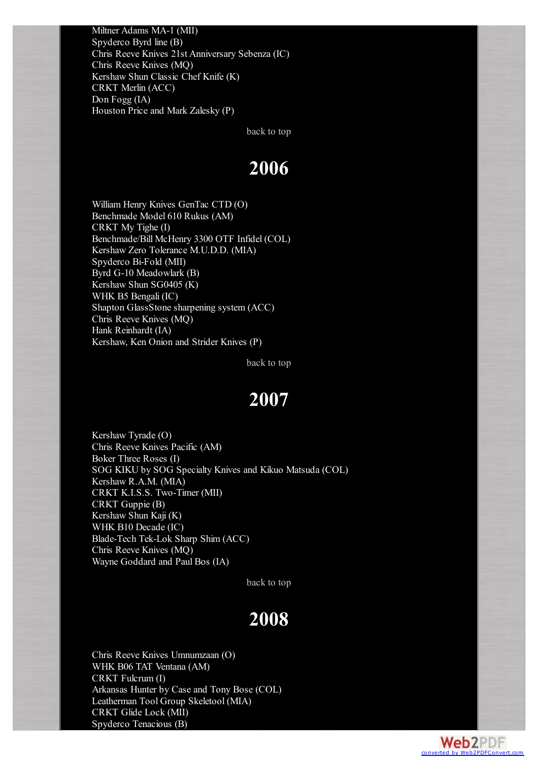Miltner Adams MA-1 (MII)
Spyderco Byrd line (B)
Chris Reeve Knives 21st Anniversary Sebenza (IC)
Chris Reeve Knives (MQ)
Kershaw Shun Classic Chef Knife (K)
CRKT Merlin (ACC)
Don Fogg (IA)
Houston Price and Mark Zalesky (P)

back to top

# 2006

William Henry Knives GenTac CTD (O)
Benchmade Model 610 Rukus (AM)
CRKT My Tighe (I)
Benchmade/Bill McHenry 3300 OTF Infidel (COL)
Kershaw Zero Tolerance M.U.D.D. (MIA)
Spyderco Bi-Fold (MII)
Byrd G-10 Meadowlark (B)
Kershaw Shun SG0405 (K)
WHK B5 Bengali (IC)
Shapton GlassStone sharpening system (ACC)
Chris Reeve Knives (MQ)
Hank Reinhardt (IA)
Kershaw, Ken Onion and Strider Knives (P)

back to top

# 2007

Kershaw Tyrade (O)
Chris Reeve Knives Pacific (AM)
Boker Three Roses (I)
SOG KIKU by SOG Specialty Knives and Kikuo Matsuda (COL)
Kershaw R.A.M. (MIA)
CRKT K.I.S.S. Two-Timer (MII)
CRKT Guppie (B)
Kershaw Shun Kaji (K)
WHK B10 Decade (IC)
Blade-Tech Tek-Lok Sharp Shim (ACC)
Chris Reeve Knives (MQ)
Wayne Goddard and Paul Bos (IA)

back to top

# 2008

Chris Reeve Knives Umnumzaan (O)
WHK B06 TAT Ventana (AM)
CRKT Fulcrum (I)
Arkansas Hunter by Case and Tony Bose (COL)
Leatherman Tool Group Skeletool (MIA)
CRKT Glide Lock (MII)
Spyderco Tenacious (B)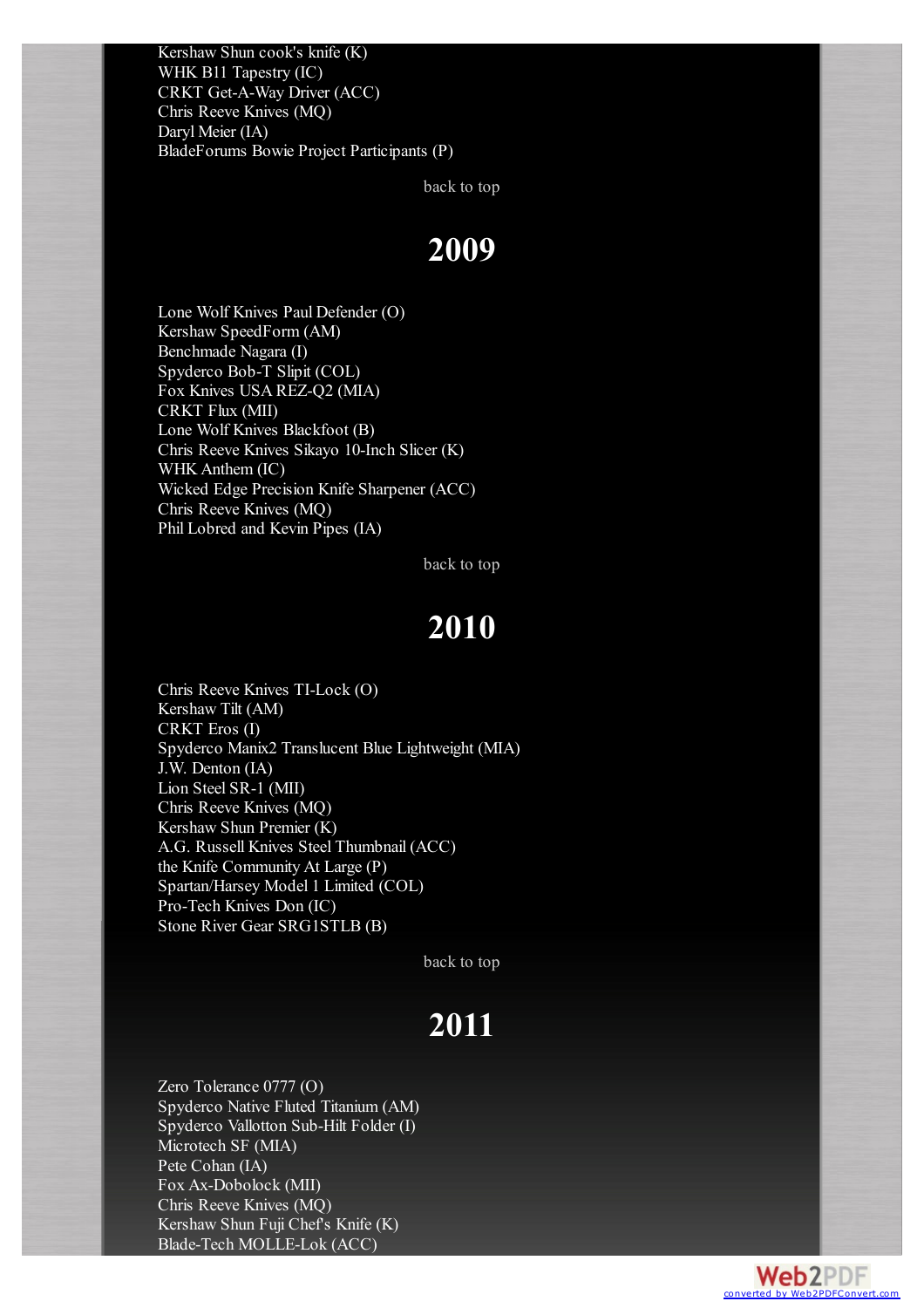Kershaw Shun cook's knife (K)
WHK B11 Tapestry (IC)
CRKT Get-A-Way Driver (ACC)
Chris Reeve Knives (MQ)
Daryl Meier (IA)
BladeForums Bowie Project Participants (P)

back to top

# 2009

Lone Wolf Knives Paul Defender (O)
Kershaw SpeedForm (AM)
Benchmade Nagara (I)
Spyderco Bob-T Slipit (COL)
Fox Knives USA REZ-Q2 (MIA)
CRKT Flux (MII)
Lone Wolf Knives Blackfoot (B)
Chris Reeve Knives Sikayo 10-Inch Slicer (K)
WHK Anthem (IC)
Wicked Edge Precision Knife Sharpener (ACC)
Chris Reeve Knives (MQ)
Phil Lobred and Kevin Pipes (IA)

back to top

# 2010

Chris Reeve Knives TI-Lock (O)
Kershaw Tilt (AM)
CRKT Eros (I)
Spyderco Manix2 Translucent Blue Lightweight (MIA)
J.W. Denton (IA)
Lion Steel SR-1 (MII)
Chris Reeve Knives (MQ)
Kershaw Shun Premier (K)
A.G. Russell Knives Steel Thumbnail (ACC)
the Knife Community At Large (P)
Spartan/Harsey Model 1 Limited (COL)
Pro-Tech Knives Don (IC)
Stone River Gear SRG1STLB (B)

back to top

# 2011

Zero Tolerance 0777 (O)
Spyderco Native Fluted Titanium (AM)
Spyderco Vallotton Sub-Hilt Folder (I)
Microtech SF (MIA)
Pete Cohan (IA)
Fox Ax-Dobolock (MII)
Chris Reeve Knives (MQ)
Kershaw Shun Fuji Chef's Knife (K)
Blade-Tech MOLLE-Lok (ACC)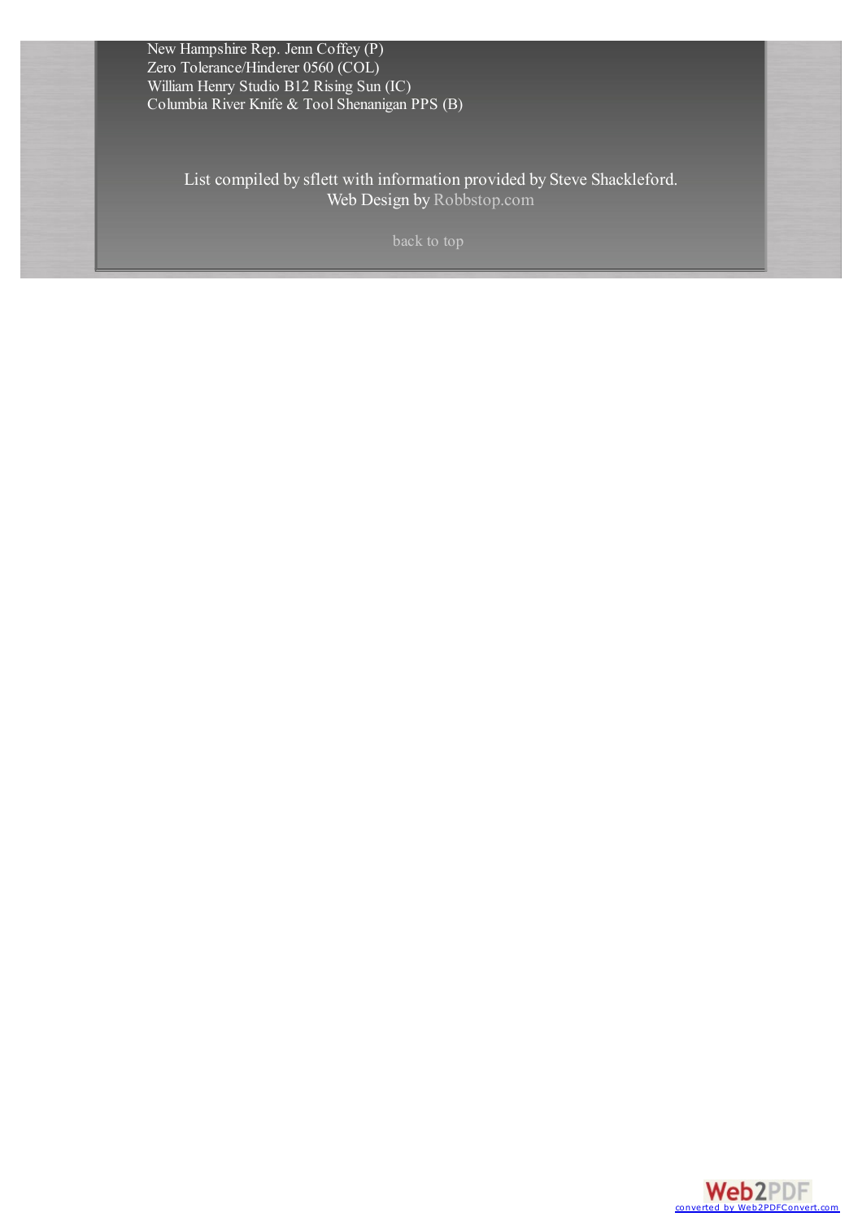New Hampshire Rep. Jenn Coffey (P)
Zero Tolerance/Hinderer 0560 (COL)
William Henry Studio B12 Rising Sun (IC)
Columbia River Knife & Tool Shenanigan PPS (B)

List compiled by sflett with information provided by Steve Shackleford.
Web Design by Robbstop.com

back to top